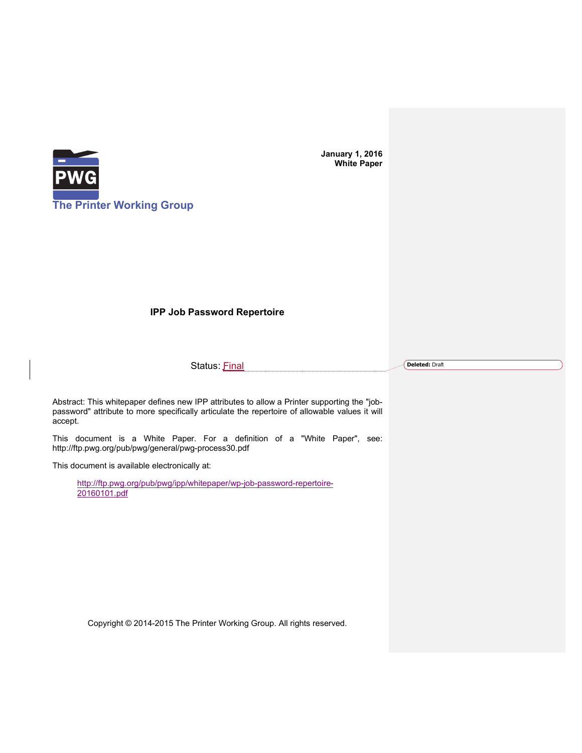The Printer Working Group

**January 1, 2016**
**White Paper**

# IPP Job Password Repertoire

Status: Final

Abstract: This whitepaper defines new IPP attributes to allow a Printer supporting the "job-password" attribute to more specifically articulate the repertoire of allowable values it will accept.

This document is a White Paper. For a definition of a "White Paper", see: http://ftp.pwg.org/pub/pwg/general/pwg-process30.pdf

This document is available electronically at:

> http://ftp.pwg.org/pub/pwg/ipp/whitepaper/wp-job-password-repertoire-20160101.pdf

Copyright © 2014-2015 The Printer Working Group. All rights reserved.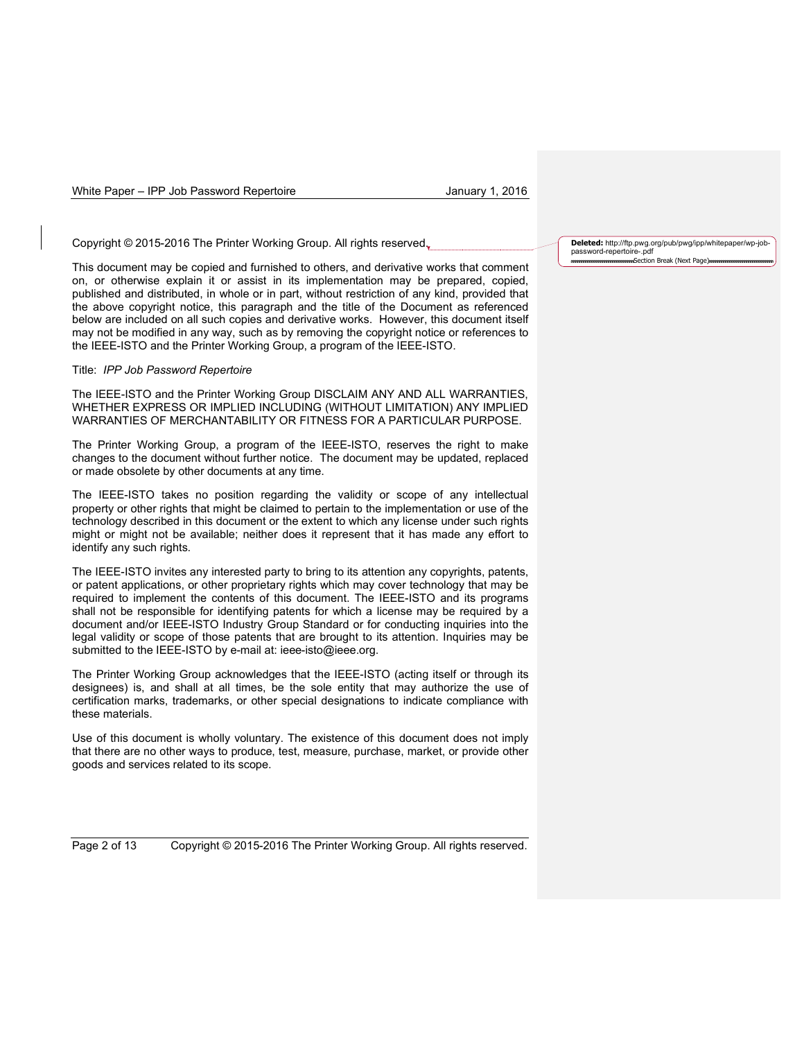Copyright © 2015-2016 The Printer Working Group. All rights reserved.

This document may be copied and furnished to others, and derivative works that comment on, or otherwise explain it or assist in its implementation may be prepared, copied, published and distributed, in whole or in part, without restriction of any kind, provided that the above copyright notice, this paragraph and the title of the Document as referenced below are included on all such copies and derivative works. However, this document itself may not be modified in any way, such as by removing the copyright notice or references to the IEEE-ISTO and the Printer Working Group, a program of the IEEE-ISTO.

Title: *IPP Job Password Repertoire*

The IEEE-ISTO and the Printer Working Group DISCLAIM ANY AND ALL WARRANTIES, WHETHER EXPRESS OR IMPLIED INCLUDING (WITHOUT LIMITATION) ANY IMPLIED WARRANTIES OF MERCHANTABILITY OR FITNESS FOR A PARTICULAR PURPOSE.

The Printer Working Group, a program of the IEEE-ISTO, reserves the right to make changes to the document without further notice. The document may be updated, replaced or made obsolete by other documents at any time.

The IEEE-ISTO takes no position regarding the validity or scope of any intellectual property or other rights that might be claimed to pertain to the implementation or use of the technology described in this document or the extent to which any license under such rights might or might not be available; neither does it represent that it has made any effort to identify any such rights.

The IEEE-ISTO invites any interested party to bring to its attention any copyrights, patents, or patent applications, or other proprietary rights which may cover technology that may be required to implement the contents of this document. The IEEE-ISTO and its programs shall not be responsible for identifying patents for which a license may be required by a document and/or IEEE-ISTO Industry Group Standard or for conducting inquiries into the legal validity or scope of those patents that are brought to its attention. Inquiries may be submitted to the IEEE-ISTO by e-mail at: ieee-isto@ieee.org.

The Printer Working Group acknowledges that the IEEE-ISTO (acting itself or through its designees) is, and shall at all times, be the sole entity that may authorize the use of certification marks, trademarks, or other special designations to indicate compliance with these materials.

Use of this document is wholly voluntary. The existence of this document does not imply that there are no other ways to produce, test, measure, purchase, market, or provide other goods and services related to its scope.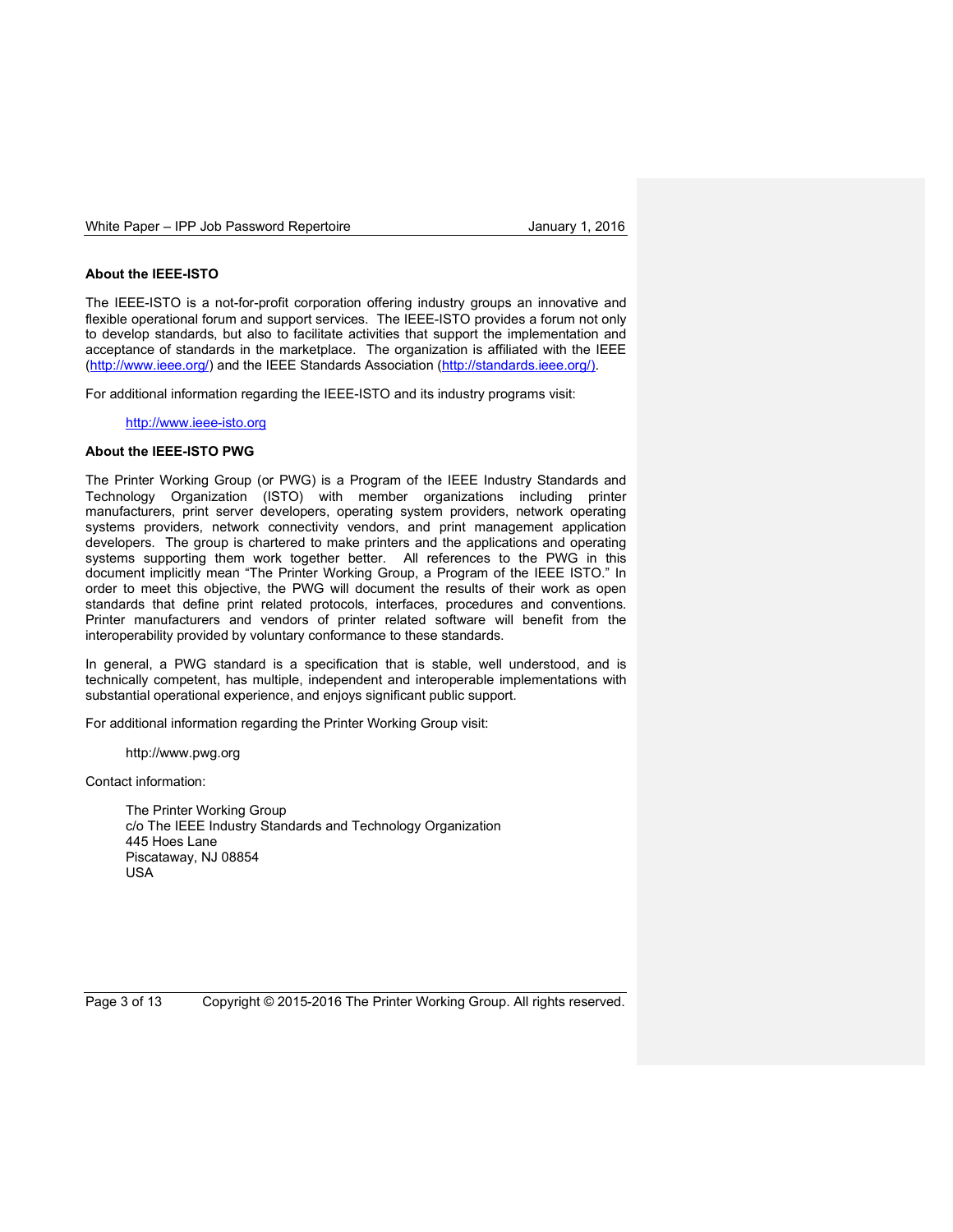**About the IEEE-ISTO**

The IEEE-ISTO is a not-for-profit corporation offering industry groups an innovative and flexible operational forum and support services. The IEEE-ISTO provides a forum not only to develop standards, but also to facilitate activities that support the implementation and acceptance of standards in the marketplace. The organization is affiliated with the IEEE (http://www.ieee.org/) and the IEEE Standards Association (http://standards.ieee.org/).

For additional information regarding the IEEE-ISTO and its industry programs visit:

> http://www.ieee-isto.org

**About the IEEE-ISTO PWG**

The Printer Working Group (or PWG) is a Program of the IEEE Industry Standards and Technology Organization (ISTO) with member organizations including printer manufacturers, print server developers, operating system providers, network operating systems providers, network connectivity vendors, and print management application developers. The group is chartered to make printers and the applications and operating systems supporting them work together better. All references to the PWG in this document implicitly mean "The Printer Working Group, a Program of the IEEE ISTO." In order to meet this objective, the PWG will document the results of their work as open standards that define print related protocols, interfaces, procedures and conventions. Printer manufacturers and vendors of printer related software will benefit from the interoperability provided by voluntary conformance to these standards.

In general, a PWG standard is a specification that is stable, well understood, and is technically competent, has multiple, independent and interoperable implementations with substantial operational experience, and enjoys significant public support.

For additional information regarding the Printer Working Group visit:

> http://www.pwg.org

Contact information:

> The Printer Working Group
> c/o The IEEE Industry Standards and Technology Organization
> 445 Hoes Lane
> Piscataway, NJ 08854
> USA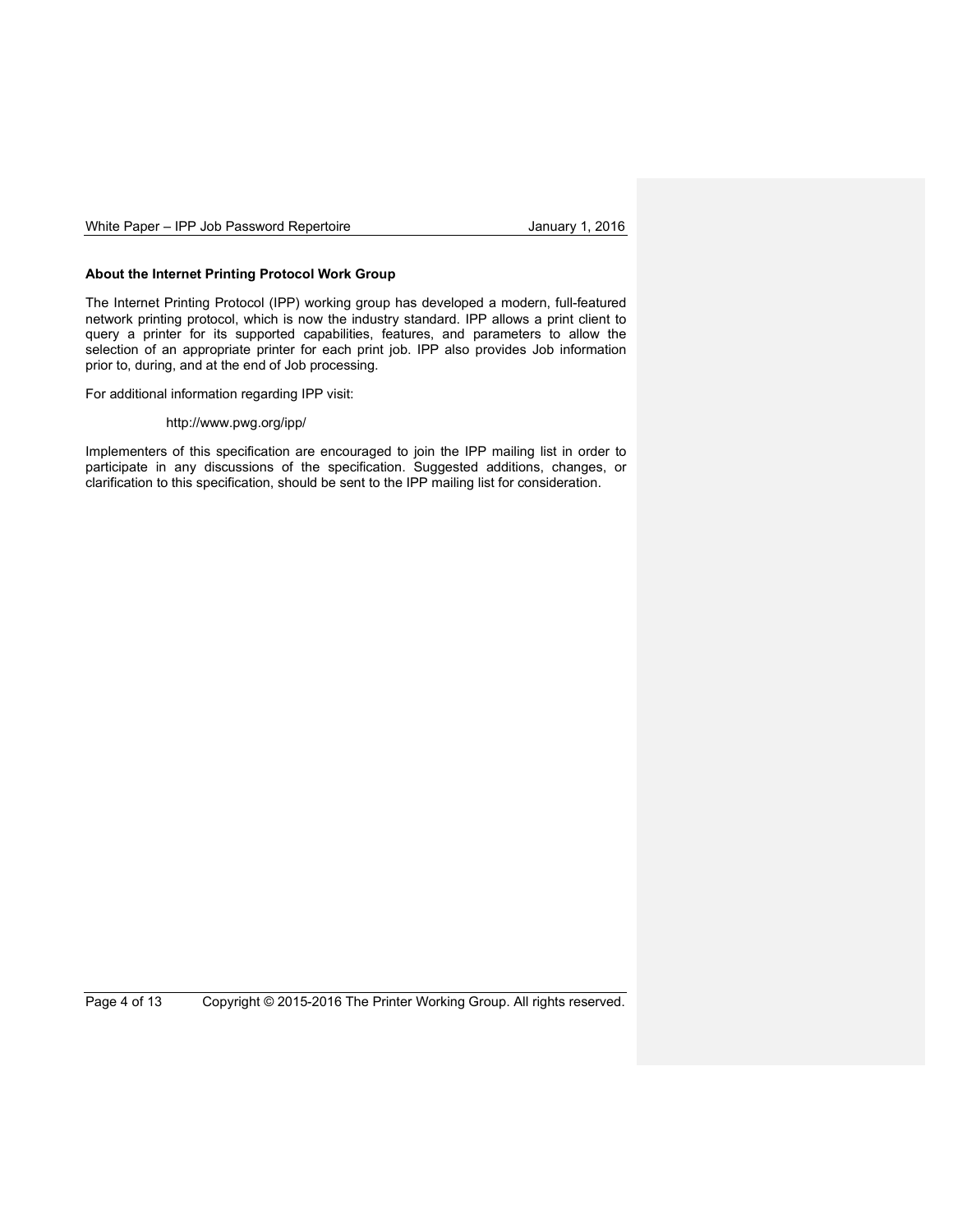**About the Internet Printing Protocol Work Group**

The Internet Printing Protocol (IPP) working group has developed a modern, full-featured network printing protocol, which is now the industry standard. IPP allows a print client to query a printer for its supported capabilities, features, and parameters to allow the selection of an appropriate printer for each print job. IPP also provides Job information prior to, during, and at the end of Job processing.

For additional information regarding IPP visit:

http://www.pwg.org/ipp/

Implementers of this specification are encouraged to join the IPP mailing list in order to participate in any discussions of the specification. Suggested additions, changes, or clarification to this specification, should be sent to the IPP mailing list for consideration.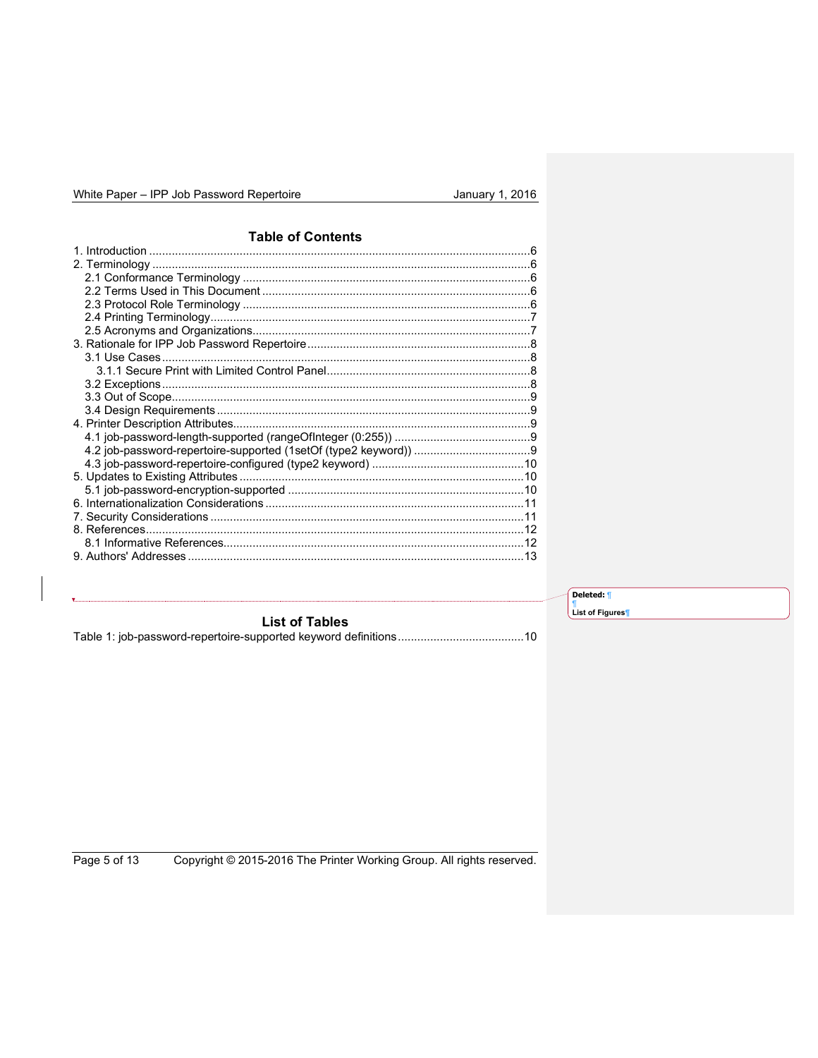## Table of Contents

1. Introduction .....6
2. Terminology .....6
   - 2.1 Conformance Terminology .....6
   - 2.2 Terms Used in This Document .....6
   - 2.3 Protocol Role Terminology .....6
   - 2.4 Printing Terminology .....7
   - 2.5 Acronyms and Organizations .....7
3. Rationale for IPP Job Password Repertoire .....8
   - 3.1 Use Cases .....8
     - 3.1.1 Secure Print with Limited Control Panel .....8
   - 3.2 Exceptions .....8
   - 3.3 Out of Scope .....9
   - 3.4 Design Requirements .....9
4. Printer Description Attributes .....9
   - 4.1 job-password-length-supported (rangeOfInteger (0:255)) .....9
   - 4.2 job-password-repertoire-supported (1setOf (type2 keyword)) .....9
   - 4.3 job-password-repertoire-configured (type2 keyword) .....10
5. Updates to Existing Attributes .....10
   - 5.1 job-password-encryption-supported .....10
6. Internationalization Considerations .....11
7. Security Considerations .....11
8. References .....12
   - 8.1 Informative References .....12
9. Authors' Addresses .....13

Deleted: ¶
¶
List of Figures¶

## List of Tables

Table 1: job-password-repertoire-supported keyword definitions .....10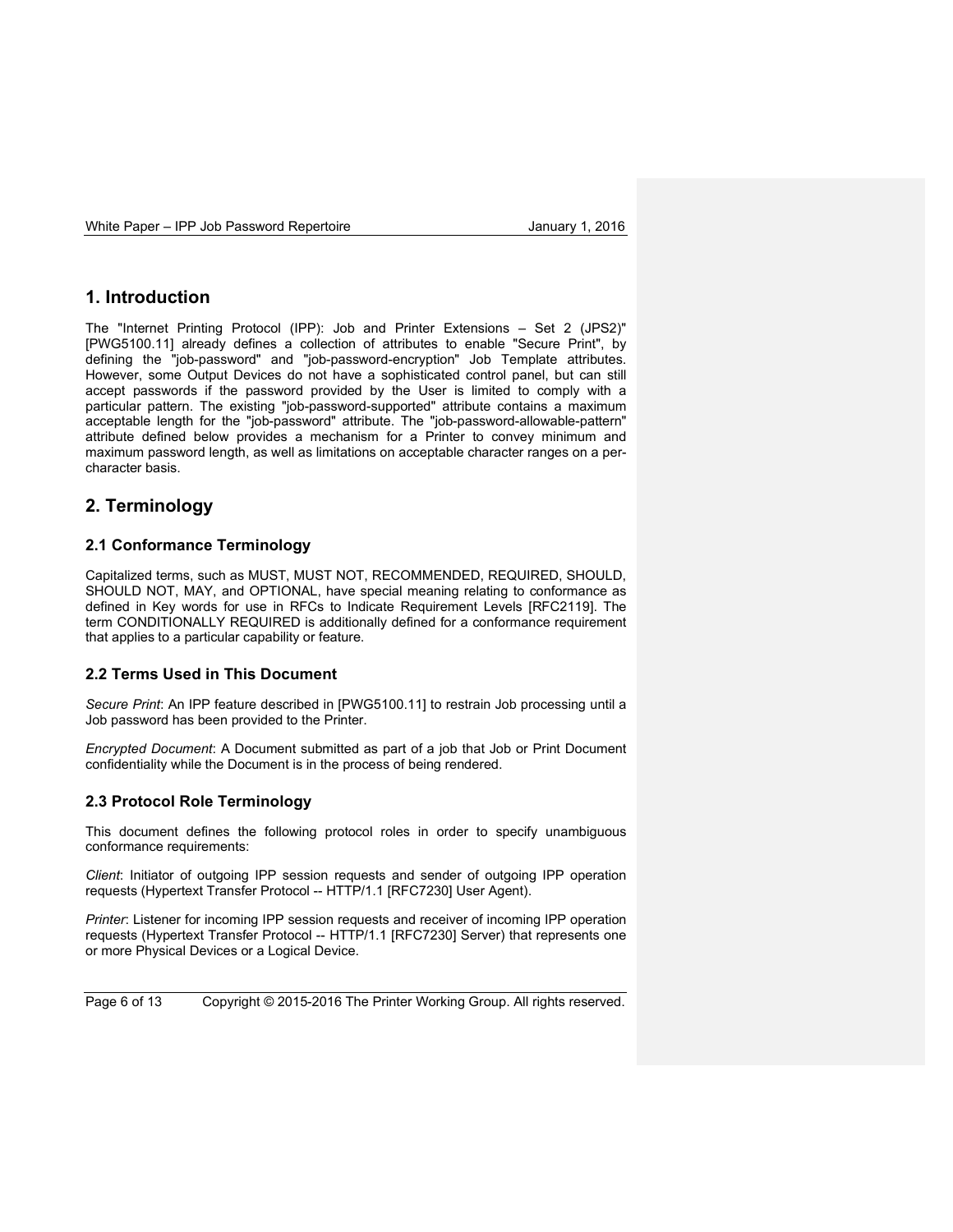# 1. Introduction

The "Internet Printing Protocol (IPP): Job and Printer Extensions – Set 2 (JPS2)" [PWG5100.11] already defines a collection of attributes to enable "Secure Print", by defining the "job-password" and "job-password-encryption" Job Template attributes. However, some Output Devices do not have a sophisticated control panel, but can still accept passwords if the password provided by the User is limited to comply with a particular pattern. The existing "job-password-supported" attribute contains a maximum acceptable length for the "job-password" attribute. The "job-password-allowable-pattern" attribute defined below provides a mechanism for a Printer to convey minimum and maximum password length, as well as limitations on acceptable character ranges on a per-character basis.

# 2. Terminology

## 2.1 Conformance Terminology

Capitalized terms, such as MUST, MUST NOT, RECOMMENDED, REQUIRED, SHOULD, SHOULD NOT, MAY, and OPTIONAL, have special meaning relating to conformance as defined in Key words for use in RFCs to Indicate Requirement Levels [RFC2119]. The term CONDITIONALLY REQUIRED is additionally defined for a conformance requirement that applies to a particular capability or feature.

## 2.2 Terms Used in This Document

*Secure Print*: An IPP feature described in [PWG5100.11] to restrain Job processing until a Job password has been provided to the Printer.

*Encrypted Document*: A Document submitted as part of a job that Job or Print Document confidentiality while the Document is in the process of being rendered.

## 2.3 Protocol Role Terminology

This document defines the following protocol roles in order to specify unambiguous conformance requirements:

*Client*: Initiator of outgoing IPP session requests and sender of outgoing IPP operation requests (Hypertext Transfer Protocol -- HTTP/1.1 [RFC7230] User Agent).

*Printer*: Listener for incoming IPP session requests and receiver of incoming IPP operation requests (Hypertext Transfer Protocol -- HTTP/1.1 [RFC7230] Server) that represents one or more Physical Devices or a Logical Device.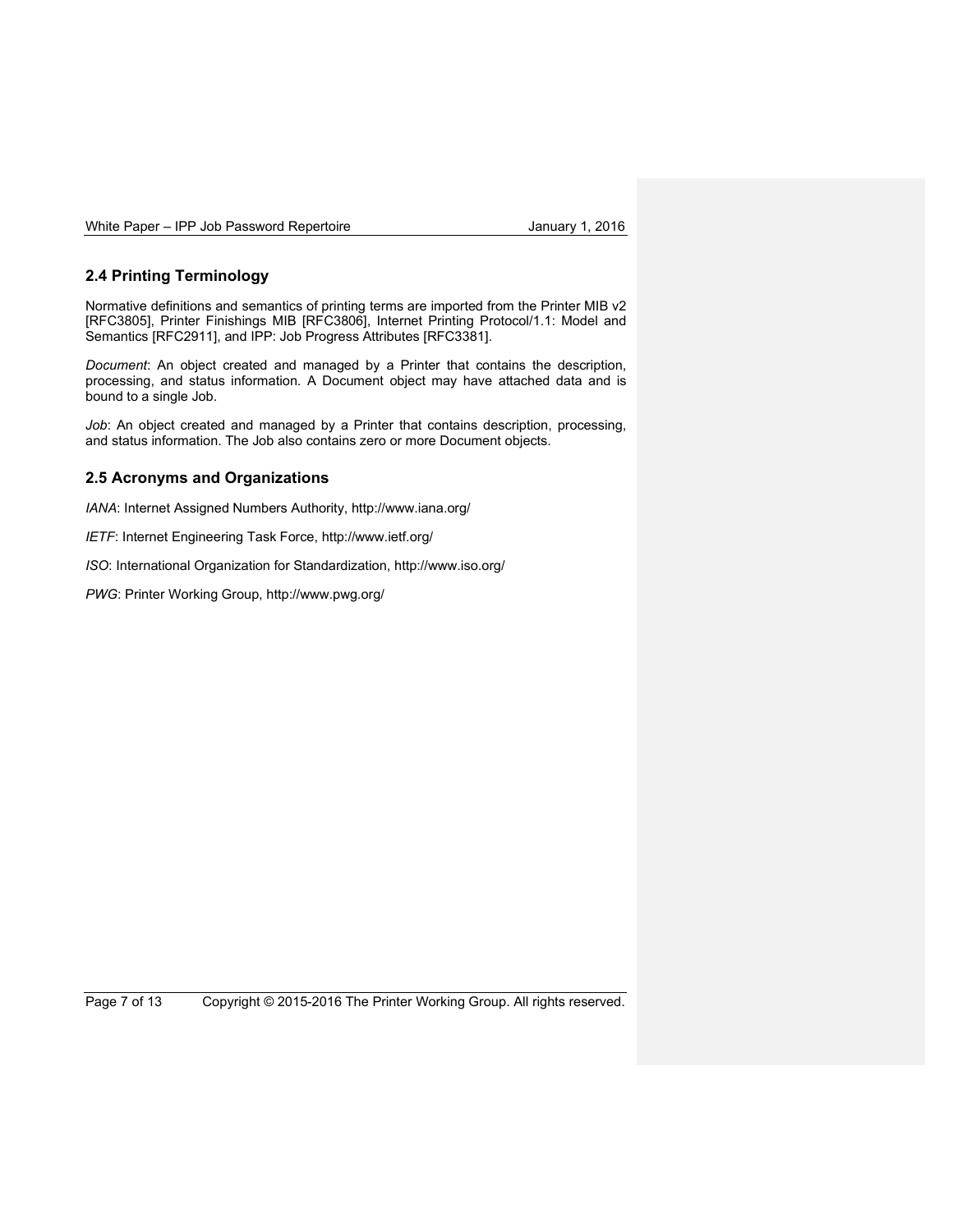## 2.4 Printing Terminology

Normative definitions and semantics of printing terms are imported from the Printer MIB v2 [RFC3805], Printer Finishings MIB [RFC3806], Internet Printing Protocol/1.1: Model and Semantics [RFC2911], and IPP: Job Progress Attributes [RFC3381].

*Document*: An object created and managed by a Printer that contains the description, processing, and status information. A Document object may have attached data and is bound to a single Job.

*Job*: An object created and managed by a Printer that contains description, processing, and status information. The Job also contains zero or more Document objects.

## 2.5 Acronyms and Organizations

*IANA*: Internet Assigned Numbers Authority, http://www.iana.org/

*IETF*: Internet Engineering Task Force, http://www.ietf.org/

*ISO*: International Organization for Standardization, http://www.iso.org/

*PWG*: Printer Working Group, http://www.pwg.org/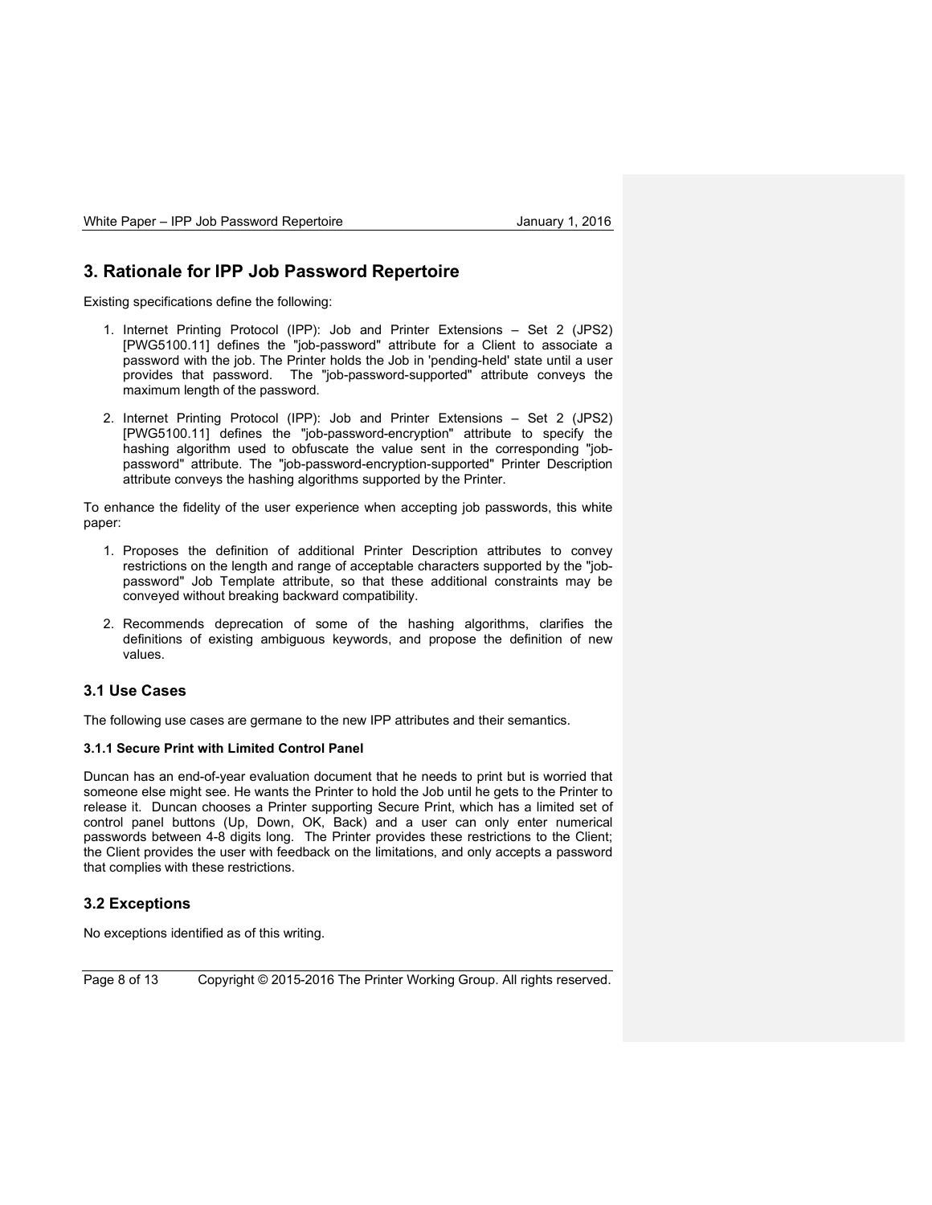# 3. Rationale for IPP Job Password Repertoire

Existing specifications define the following:

1. Internet Printing Protocol (IPP): Job and Printer Extensions – Set 2 (JPS2) [PWG5100.11] defines the "job-password" attribute for a Client to associate a password with the job. The Printer holds the Job in 'pending-held' state until a user provides that password. The "job-password-supported" attribute conveys the maximum length of the password.

2. Internet Printing Protocol (IPP): Job and Printer Extensions – Set 2 (JPS2) [PWG5100.11] defines the "job-password-encryption" attribute to specify the hashing algorithm used to obfuscate the value sent in the corresponding "job-password" attribute. The "job-password-encryption-supported" Printer Description attribute conveys the hashing algorithms supported by the Printer.

To enhance the fidelity of the user experience when accepting job passwords, this white paper:

1. Proposes the definition of additional Printer Description attributes to convey restrictions on the length and range of acceptable characters supported by the "job-password" Job Template attribute, so that these additional constraints may be conveyed without breaking backward compatibility.

2. Recommends deprecation of some of the hashing algorithms, clarifies the definitions of existing ambiguous keywords, and propose the definition of new values.

## 3.1 Use Cases

The following use cases are germane to the new IPP attributes and their semantics.

#### 3.1.1 Secure Print with Limited Control Panel

Duncan has an end-of-year evaluation document that he needs to print but is worried that someone else might see. He wants the Printer to hold the Job until he gets to the Printer to release it. Duncan chooses a Printer supporting Secure Print, which has a limited set of control panel buttons (Up, Down, OK, Back) and a user can only enter numerical passwords between 4-8 digits long. The Printer provides these restrictions to the Client; the Client provides the user with feedback on the limitations, and only accepts a password that complies with these restrictions.

## 3.2 Exceptions

No exceptions identified as of this writing.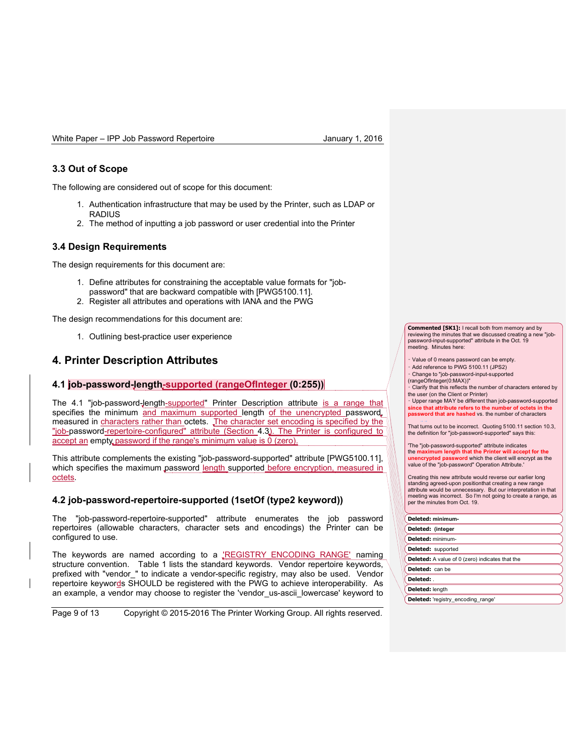### 3.3 Out of Scope

The following are considered out of scope for this document:

1. Authentication infrastructure that may be used by the Printer, such as LDAP or RADIUS
2. The method of inputting a job password or user credential into the Printer

### 3.4 Design Requirements

The design requirements for this document are:

1. Define attributes for constraining the acceptable value formats for "job-password" that are backward compatible with [PWG5100.11].
2. Register all attributes and operations with IANA and the PWG

The design recommendations for this document are:

1. Outlining best-practice user experience

## 4. Printer Description Attributes

### 4.1 job-password-length-supported (rangeOfInteger (0:255))

The 4.1 "job-password-length-supported" Printer Description attribute is a range that specifies the minimum and maximum supported length of the unencrypted password, measured in characters rather than octets. The character set encoding is specified by the "job-password-repertoire-configured" attribute (Section 4.3). The Printer is configured to accept an empty password if the range's minimum value is 0 (zero).

This attribute complements the existing "job-password-supported" attribute [PWG5100.11], which specifies the maximum password length supported before encryption, measured in octets.

### 4.2 job-password-repertoire-supported (1setOf (type2 keyword))

The "job-password-repertoire-supported" attribute enumerates the job password repertoires (allowable characters, character sets and encodings) the Printer can be configured to use.

The keywords are named according to a 'REGISTRY_ENCODING_RANGE' naming structure convention. Table 1 lists the standard keywords. Vendor repertoire keywords, prefixed with "vendor_" to indicate a vendor-specific registry, may also be used. Vendor repertoire keywords SHOULD be registered with the PWG to achieve interoperability. As an example, a vendor may choose to register the 'vendor_us-ascii_lowercase' keyword to

**Commented [SK1]:** I recall both from memory and by reviewing the minutes that we discussed creating a new "job-password-input-supported" attribute in the Oct. 19 meeting. Minutes here:

- Value of 0 means password can be empty.
- Add reference to PWG 5100.11 (JPS2)
- Change to "job-password-input-supported (rangeOfInteger(0:MAX))"
- Clarify that this reflects the number of characters entered by the user (on the Client or Printer)
- Upper range MAY be different than job-password-supported **since that attribute refers to the number of octets in the password that are hashed** vs. the number of characters

That turns out to be incorrect. Quoting 5100.11 section 10.3, the definition for "job-password-supported" says this:

'The "job-password-supported" attribute indicates the **maximum length that the Printer will accept for the unencrypted password** which the client will encrypt as the value of the "job-password" Operation Attribute.'

Creating this new attribute would reverse our earlier long standing agreed-upon positionthat creating a new range attribute would be unnecessary. But our interpretation in that meeting was incorrect. So I'm not going to create a range, as per the minutes from Oct. 19.

**Deleted:** minimum-

**Deleted:** (integer

**Deleted:** minimum-

**Deleted:** supported

**Deleted:** A value of 0 (zero) indicates that the

**Deleted:** can be

**Deleted:** .

**Deleted:** length

**Deleted:** 'registry_encoding_range'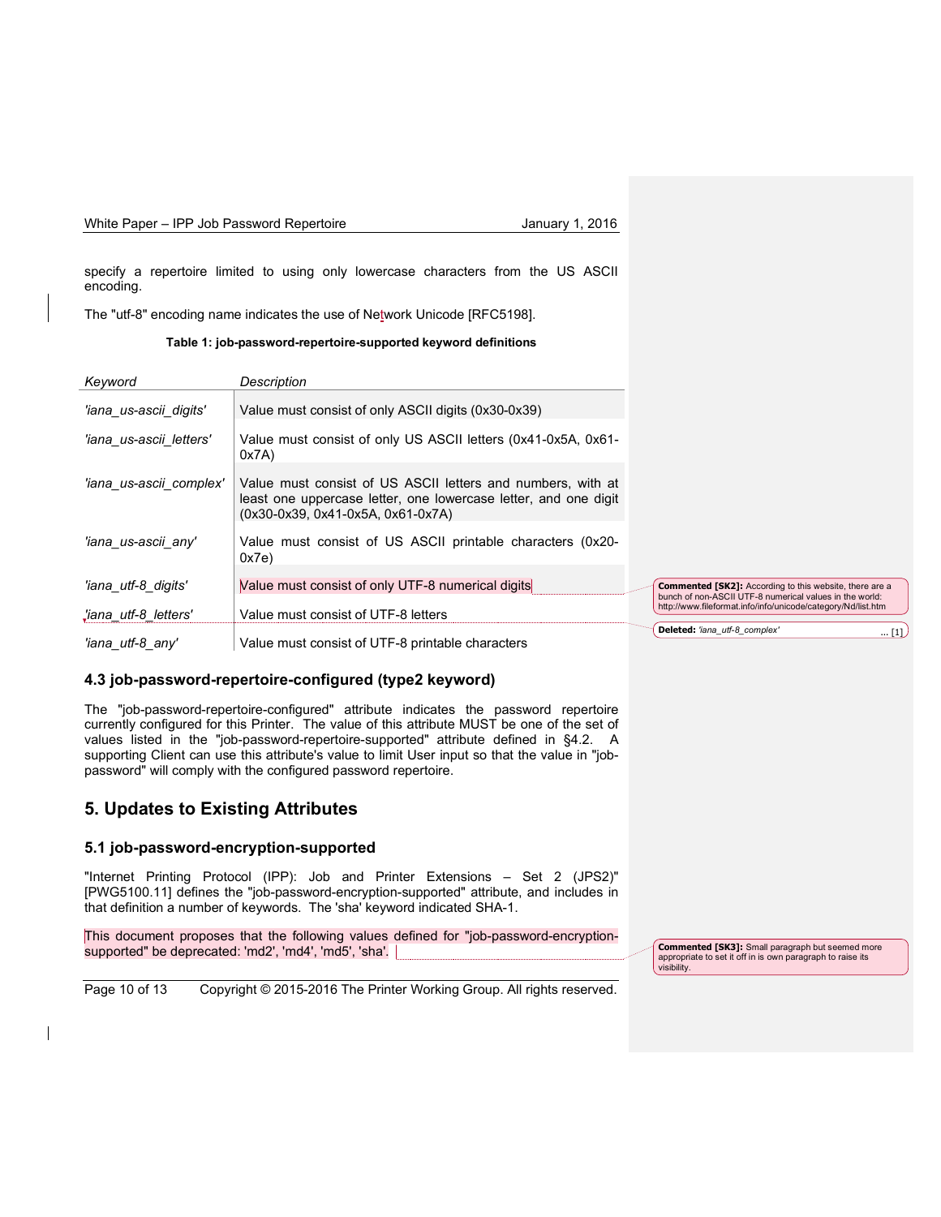specify a repertoire limited to using only lowercase characters from the US ASCII encoding.

The "utf-8" encoding name indicates the use of Network Unicode [RFC5198].

**Table 1: job-password-repertoire-supported keyword definitions**

| *Keyword* | *Description* |
|---|---|
| *'iana_us-ascii_digits'* | Value must consist of only ASCII digits (0x30-0x39) |
| *'iana_us-ascii_letters'* | Value must consist of only US ASCII letters (0x41-0x5A, 0x61-0x7A) |
| *'iana_us-ascii_complex'* | Value must consist of US ASCII letters and numbers, with at least one uppercase letter, one lowercase letter, and one digit (0x30-0x39, 0x41-0x5A, 0x61-0x7A) |
| *'iana_us-ascii_any'* | Value must consist of US ASCII printable characters (0x20-0x7e) |
| *'iana_utf-8_digits'* | Value must consist of only UTF-8 numerical digits |
| *'iana_utf-8_letters'* | Value must consist of UTF-8 letters |
| *'iana_utf-8_any'* | Value must consist of UTF-8 printable characters |

### 4.3 job-password-repertoire-configured (type2 keyword)

The "job-password-repertoire-configured" attribute indicates the password repertoire currently configured for this Printer. The value of this attribute MUST be one of the set of values listed in the "job-password-repertoire-supported" attribute defined in §4.2. A supporting Client can use this attribute's value to limit User input so that the value in "job-password" will comply with the configured password repertoire.

## 5. Updates to Existing Attributes

### 5.1 job-password-encryption-supported

"Internet Printing Protocol (IPP): Job and Printer Extensions – Set 2 (JPS2)" [PWG5100.11] defines the "job-password-encryption-supported" attribute, and includes in that definition a number of keywords. The 'sha' keyword indicated SHA-1.

This document proposes that the following values defined for "job-password-encryption-supported" be deprecated: 'md2', 'md4', 'md5', 'sha'.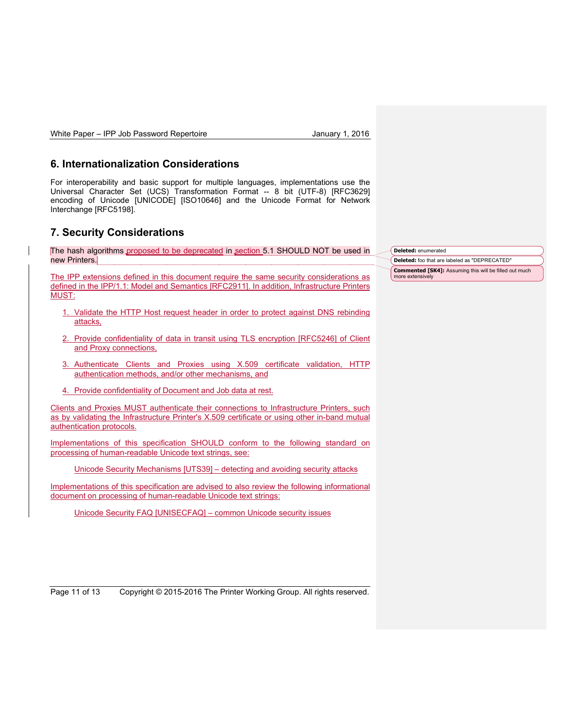## 6. Internationalization Considerations

For interoperability and basic support for multiple languages, implementations use the Universal Character Set (UCS) Transformation Format -- 8 bit (UTF-8) [RFC3629] encoding of Unicode [UNICODE] [ISO10646] and the Unicode Format for Network Interchange [RFC5198].

## 7. Security Considerations

The hash algorithms proposed to be deprecated in section 5.1 SHOULD NOT be used in new Printers.

The IPP extensions defined in this document require the same security considerations as defined in the IPP/1.1: Model and Semantics [RFC2911]. In addition, Infrastructure Printers MUST:

1. Validate the HTTP Host request header in order to protect against DNS rebinding attacks,

2. Provide confidentiality of data in transit using TLS encryption [RFC5246] of Client and Proxy connections,

3. Authenticate Clients and Proxies using X.509 certificate validation, HTTP authentication methods, and/or other mechanisms, and

4. Provide confidentiality of Document and Job data at rest.

Clients and Proxies MUST authenticate their connections to Infrastructure Printers, such as by validating the Infrastructure Printer's X.509 certificate or using other in-band mutual authentication protocols.

Implementations of this specification SHOULD conform to the following standard on processing of human-readable Unicode text strings, see:

Unicode Security Mechanisms [UTS39] – detecting and avoiding security attacks

Implementations of this specification are advised to also review the following informational document on processing of human-readable Unicode text strings:

Unicode Security FAQ [UNISECFAQ] – common Unicode security issues

**Deleted:** enumerated

**Deleted:** foo that are labeled as "DEPRECATED"

**Commented [SK4]:** Assuming this will be filled out much more extensively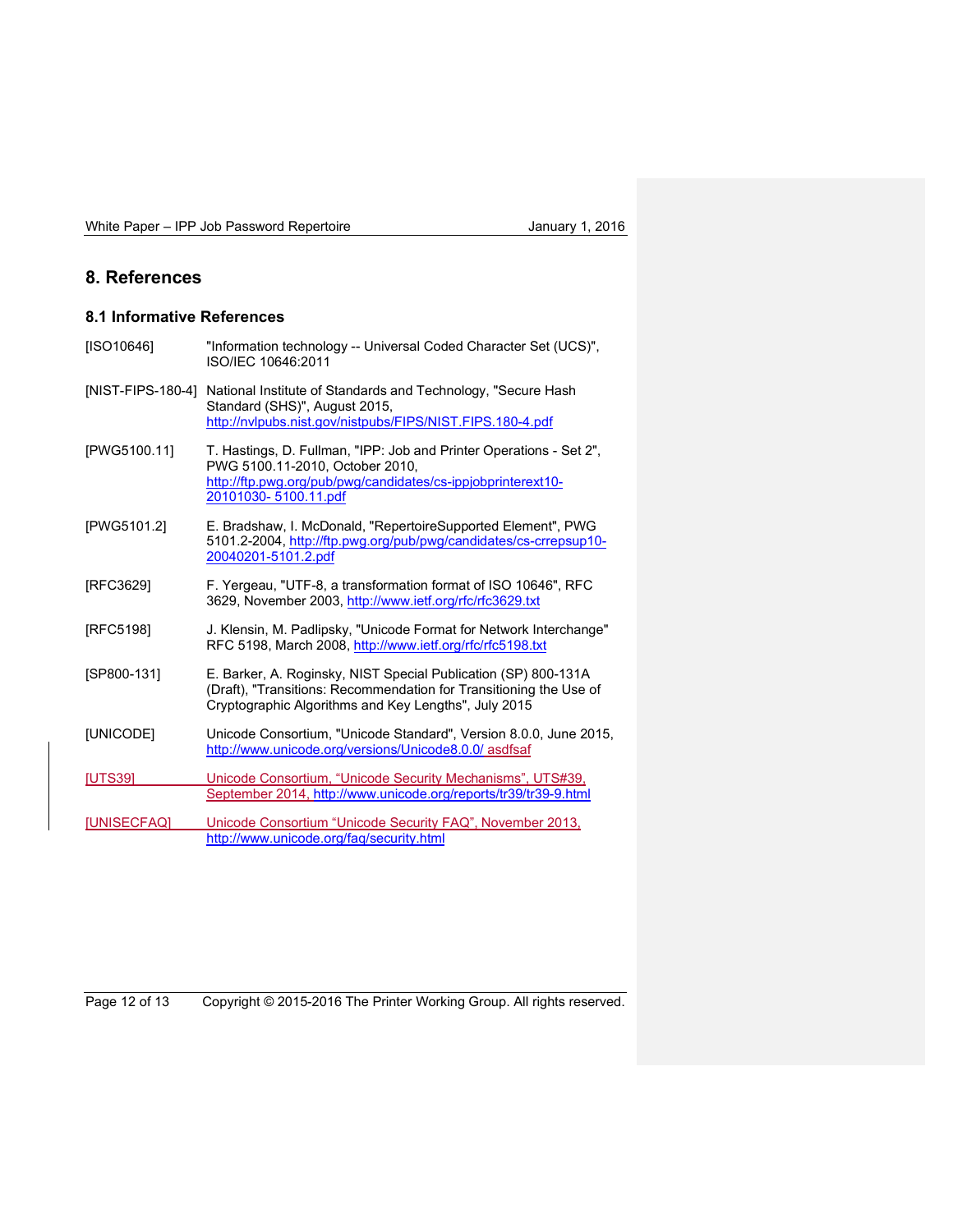## 8. References

### 8.1 Informative References

[ISO10646] "Information technology -- Universal Coded Character Set (UCS)", ISO/IEC 10646:2011

[NIST-FIPS-180-4] National Institute of Standards and Technology, "Secure Hash Standard (SHS)", August 2015, http://nvlpubs.nist.gov/nistpubs/FIPS/NIST.FIPS.180-4.pdf

[PWG5100.11] T. Hastings, D. Fullman, "IPP: Job and Printer Operations - Set 2", PWG 5100.11-2010, October 2010, http://ftp.pwg.org/pub/pwg/candidates/cs-ippjobprinterext10-20101030- 5100.11.pdf

[PWG5101.2] E. Bradshaw, I. McDonald, "RepertoireSupported Element", PWG 5101.2-2004, http://ftp.pwg.org/pub/pwg/candidates/cs-crrepsup10-20040201-5101.2.pdf

[RFC3629] F. Yergeau, "UTF-8, a transformation format of ISO 10646", RFC 3629, November 2003, http://www.ietf.org/rfc/rfc3629.txt

[RFC5198] J. Klensin, M. Padlipsky, "Unicode Format for Network Interchange" RFC 5198, March 2008, http://www.ietf.org/rfc/rfc5198.txt

[SP800-131] E. Barker, A. Roginsky, NIST Special Publication (SP) 800-131A (Draft), "Transitions: Recommendation for Transitioning the Use of Cryptographic Algorithms and Key Lengths", July 2015

[UNICODE] Unicode Consortium, "Unicode Standard", Version 8.0.0, June 2015, http://www.unicode.org/versions/Unicode8.0.0/ asdfsaf

[UTS39] Unicode Consortium, "Unicode Security Mechanisms", UTS#39, September 2014, http://www.unicode.org/reports/tr39/tr39-9.html

[UNISECFAQ] Unicode Consortium "Unicode Security FAQ", November 2013, http://www.unicode.org/faq/security.html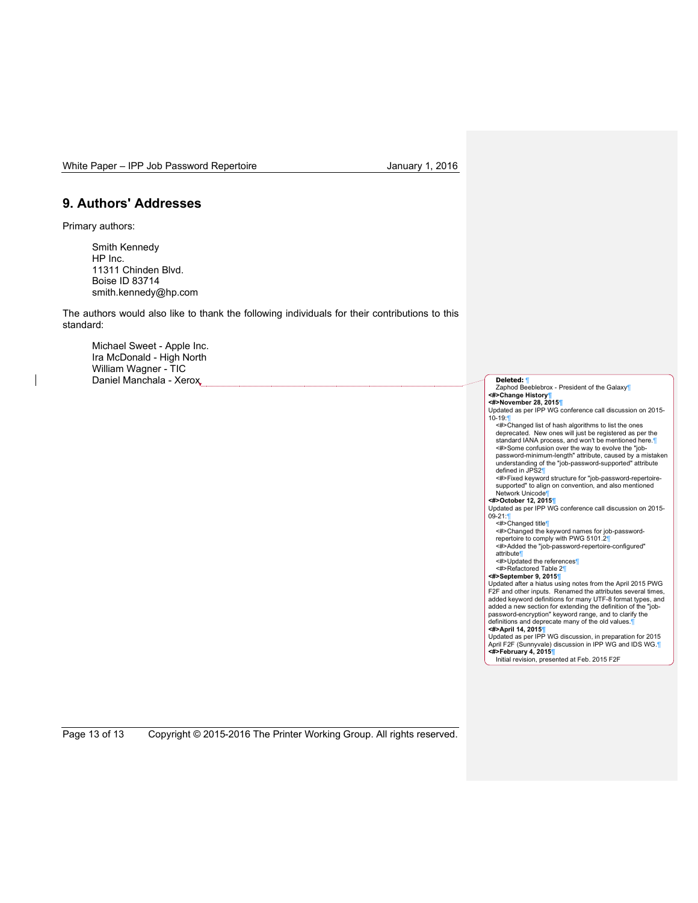# 9. Authors' Addresses

Primary authors:

Smith Kennedy
HP Inc.
11311 Chinden Blvd.
Boise ID 83714
smith.kennedy@hp.com

The authors would also like to thank the following individuals for their contributions to this standard:

Michael Sweet - Apple Inc.
Ira McDonald - High North
William Wagner - TIC
Daniel Manchala - Xerox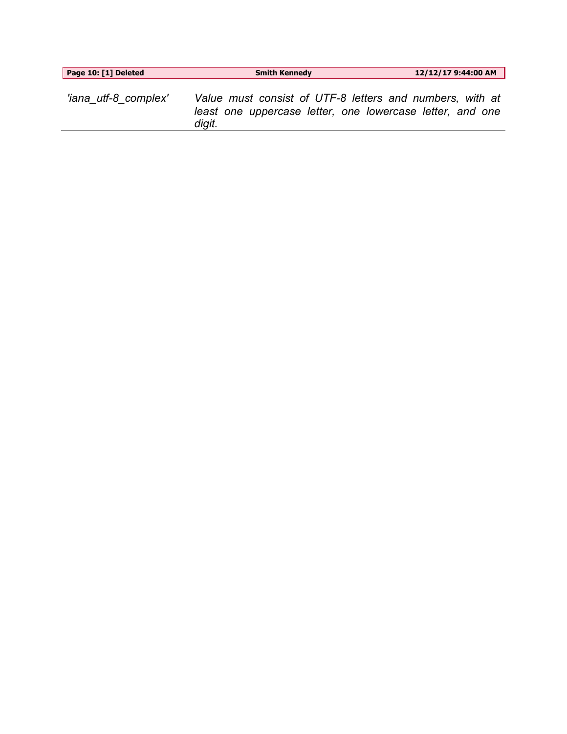| Page 10: [1] Deleted | Smith Kennedy | 12/12/17 9:44:00 AM |
|---|---|---|

| | |
|---|---|
| *'iana_utf-8_complex'* | *Value must consist of UTF-8 letters and numbers, with at least one uppercase letter, one lowercase letter, and one digit.* |